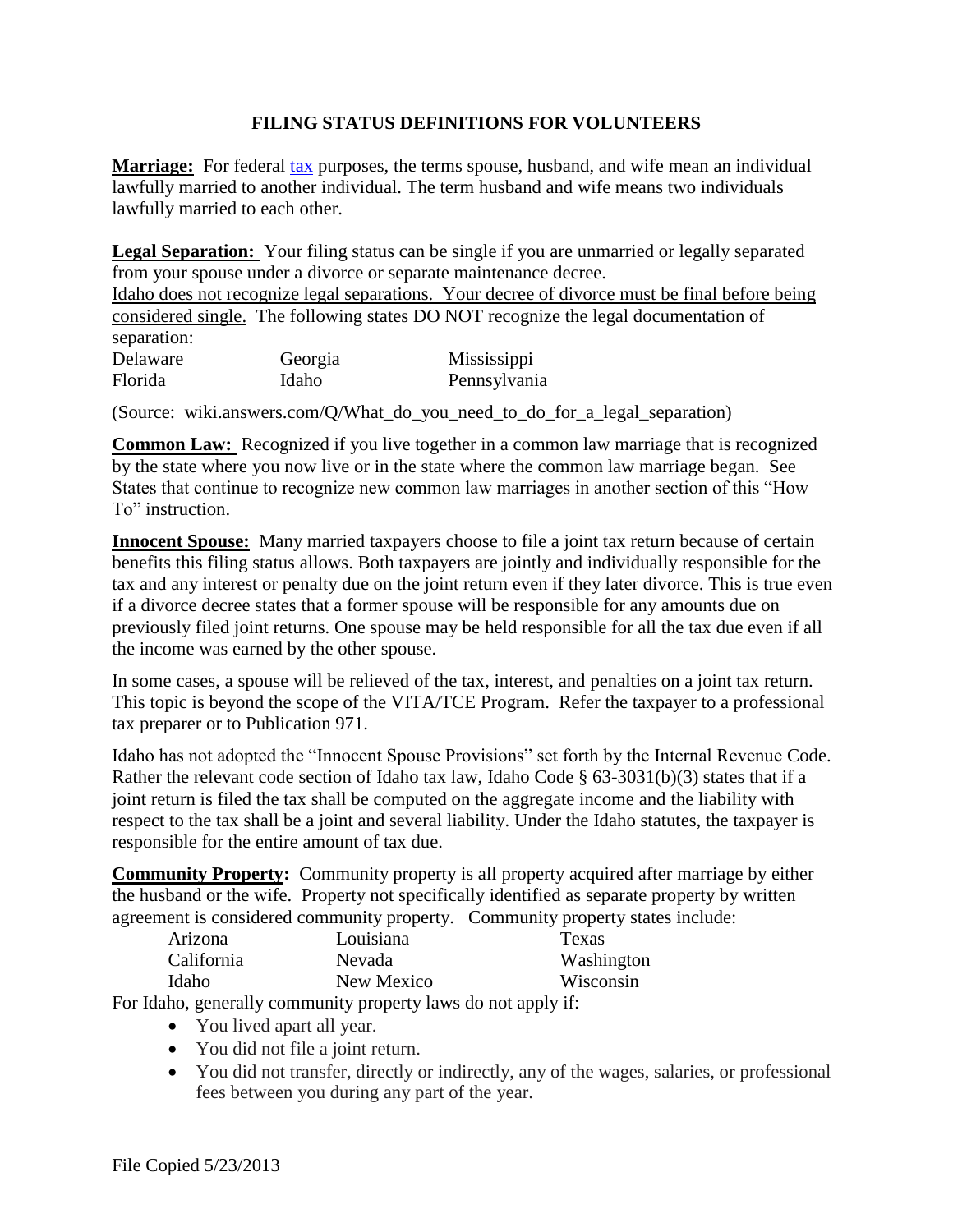# FILING STATUS DEFINITIONS FOR VOLUNTEERS

**Marriage:** For federal tax purposes, the terms spouse, husband, and wife mean an individual lawfully married to another individual. The term husband and wife means two individuals lawfully married to each other.

**Legal Separation:** Your filing status can be single if you are unmarried or legally separated from your spouse under a divorce or separate maintenance decree.
Idaho does not recognize legal separations. Your decree of divorce must be final before being considered single. The following states DO NOT recognize the legal documentation of separation:

| | | |
|---|---|---|
| Delaware | Georgia | Mississippi |
| Florida | Idaho | Pennsylvania |

(Source: wiki.answers.com/Q/What_do_you_need_to_do_for_a_legal_separation)

**Common Law:** Recognized if you live together in a common law marriage that is recognized by the state where you now live or in the state where the common law marriage began. See States that continue to recognize new common law marriages in another section of this "How To" instruction.

**Innocent Spouse:** Many married taxpayers choose to file a joint tax return because of certain benefits this filing status allows. Both taxpayers are jointly and individually responsible for the tax and any interest or penalty due on the joint return even if they later divorce. This is true even if a divorce decree states that a former spouse will be responsible for any amounts due on previously filed joint returns. One spouse may be held responsible for all the tax due even if all the income was earned by the other spouse.

In some cases, a spouse will be relieved of the tax, interest, and penalties on a joint tax return. This topic is beyond the scope of the VITA/TCE Program. Refer the taxpayer to a professional tax preparer or to Publication 971.

Idaho has not adopted the "Innocent Spouse Provisions" set forth by the Internal Revenue Code. Rather the relevant code section of Idaho tax law, Idaho Code § 63-3031(b)(3) states that if a joint return is filed the tax shall be computed on the aggregate income and the liability with respect to the tax shall be a joint and several liability. Under the Idaho statutes, the taxpayer is responsible for the entire amount of tax due.

**Community Property:** Community property is all property acquired after marriage by either the husband or the wife. Property not specifically identified as separate property by written agreement is considered community property. Community property states include:

| | | |
|---|---|---|
| Arizona | Louisiana | Texas |
| California | Nevada | Washington |
| Idaho | New Mexico | Wisconsin |

For Idaho, generally community property laws do not apply if:

- You lived apart all year.
- You did not file a joint return.
- You did not transfer, directly or indirectly, any of the wages, salaries, or professional fees between you during any part of the year.

File Copied 5/23/2013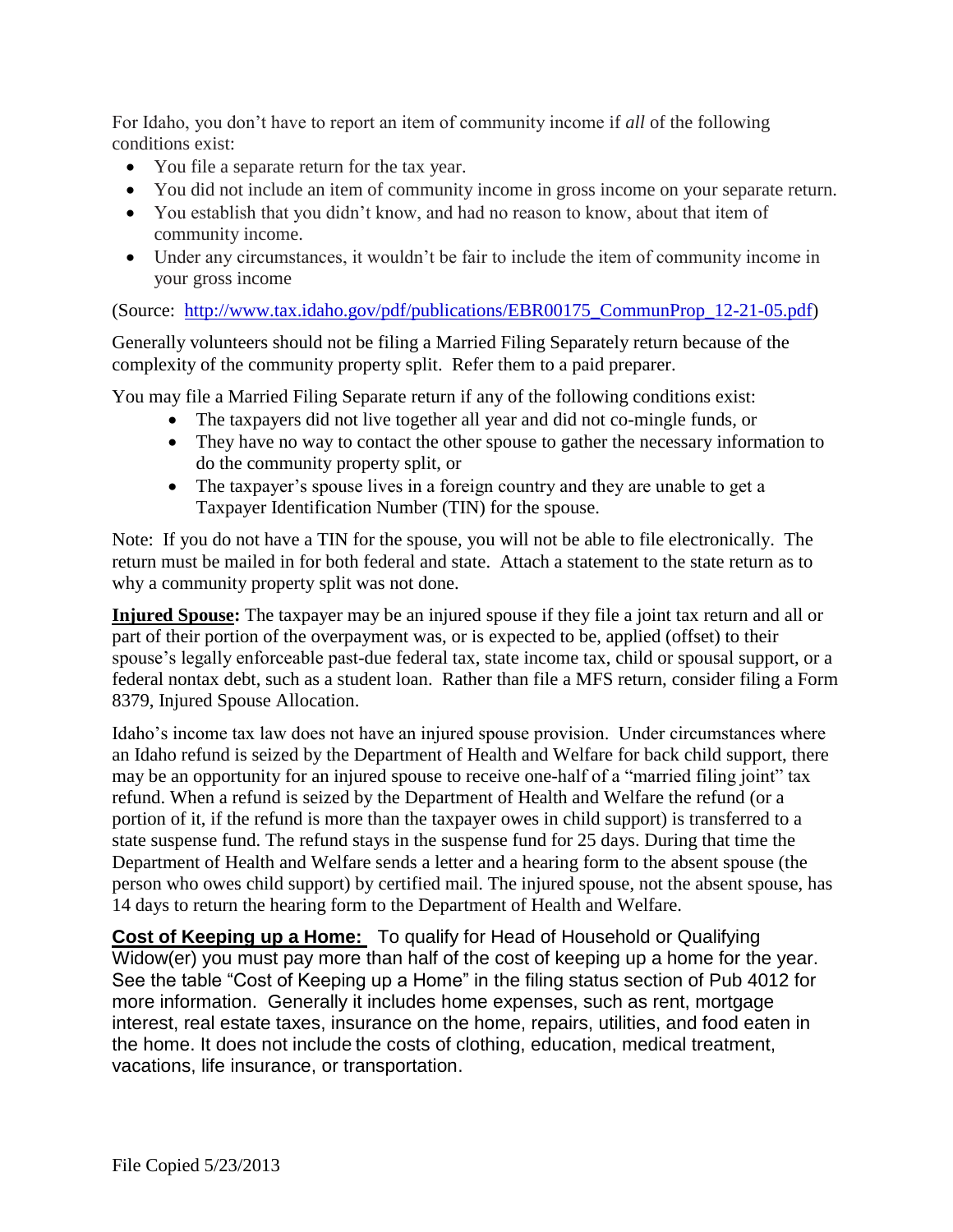For Idaho, you don't have to report an item of community income if *all* of the following conditions exist:

- You file a separate return for the tax year.
- You did not include an item of community income in gross income on your separate return.
- You establish that you didn't know, and had no reason to know, about that item of community income.
- Under any circumstances, it wouldn't be fair to include the item of community income in your gross income

(Source: http://www.tax.idaho.gov/pdf/publications/EBR00175_CommunProp_12-21-05.pdf)

Generally volunteers should not be filing a Married Filing Separately return because of the complexity of the community property split. Refer them to a paid preparer.

You may file a Married Filing Separate return if any of the following conditions exist:

- The taxpayers did not live together all year and did not co-mingle funds, or
- They have no way to contact the other spouse to gather the necessary information to do the community property split, or
- The taxpayer's spouse lives in a foreign country and they are unable to get a Taxpayer Identification Number (TIN) for the spouse.

Note: If you do not have a TIN for the spouse, you will not be able to file electronically. The return must be mailed in for both federal and state. Attach a statement to the state return as to why a community property split was not done.

**Injured Spouse:** The taxpayer may be an injured spouse if they file a joint tax return and all or part of their portion of the overpayment was, or is expected to be, applied (offset) to their spouse's legally enforceable past-due federal tax, state income tax, child or spousal support, or a federal nontax debt, such as a student loan. Rather than file a MFS return, consider filing a Form 8379, Injured Spouse Allocation.

Idaho's income tax law does not have an injured spouse provision. Under circumstances where an Idaho refund is seized by the Department of Health and Welfare for back child support, there may be an opportunity for an injured spouse to receive one-half of a "married filing joint" tax refund. When a refund is seized by the Department of Health and Welfare the refund (or a portion of it, if the refund is more than the taxpayer owes in child support) is transferred to a state suspense fund. The refund stays in the suspense fund for 25 days. During that time the Department of Health and Welfare sends a letter and a hearing form to the absent spouse (the person who owes child support) by certified mail. The injured spouse, not the absent spouse, has 14 days to return the hearing form to the Department of Health and Welfare.

**Cost of Keeping up a Home:** To qualify for Head of Household or Qualifying Widow(er) you must pay more than half of the cost of keeping up a home for the year. See the table "Cost of Keeping up a Home" in the filing status section of Pub 4012 for more information. Generally it includes home expenses, such as rent, mortgage interest, real estate taxes, insurance on the home, repairs, utilities, and food eaten in the home. It does not include the costs of clothing, education, medical treatment, vacations, life insurance, or transportation.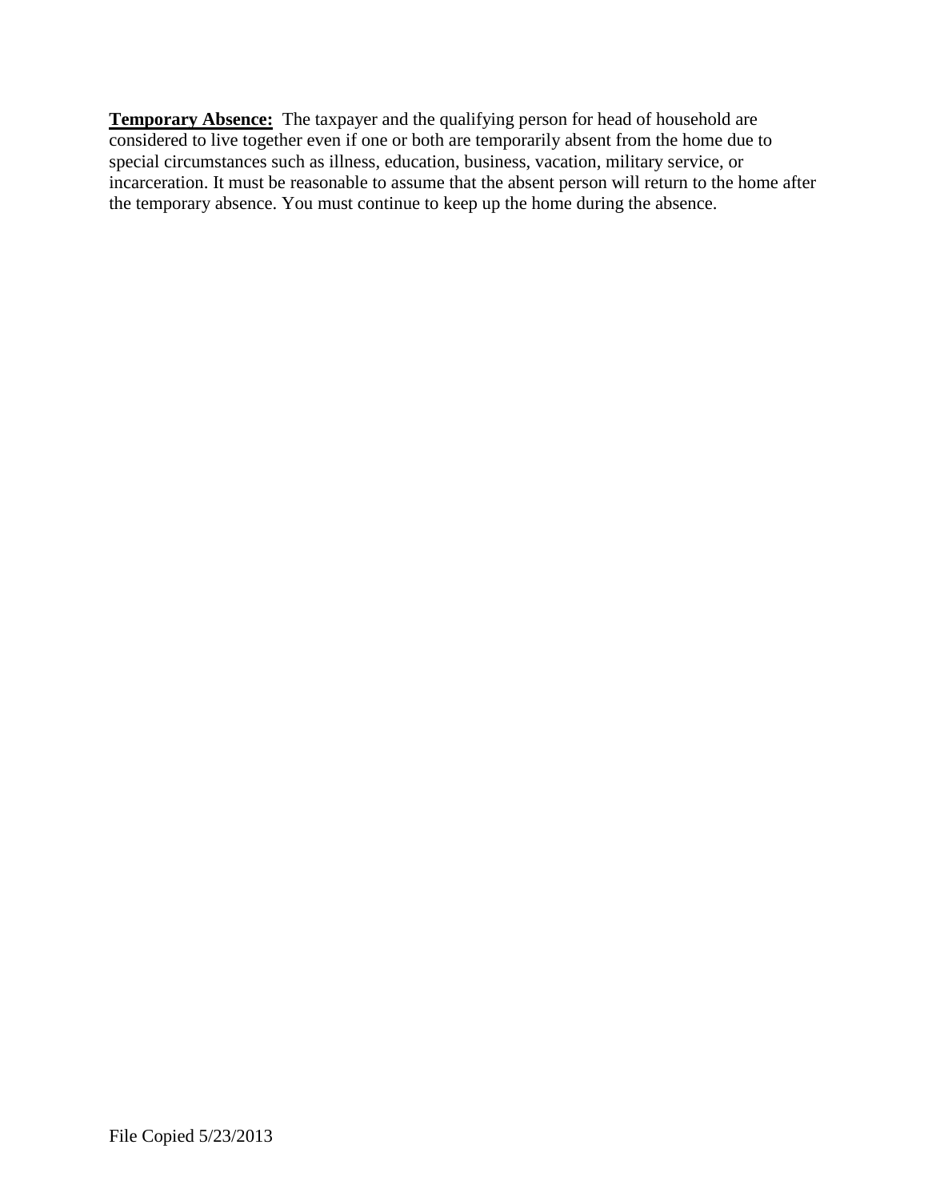**Temporary Absence:** The taxpayer and the qualifying person for head of household are considered to live together even if one or both are temporarily absent from the home due to special circumstances such as illness, education, business, vacation, military service, or incarceration. It must be reasonable to assume that the absent person will return to the home after the temporary absence. You must continue to keep up the home during the absence.